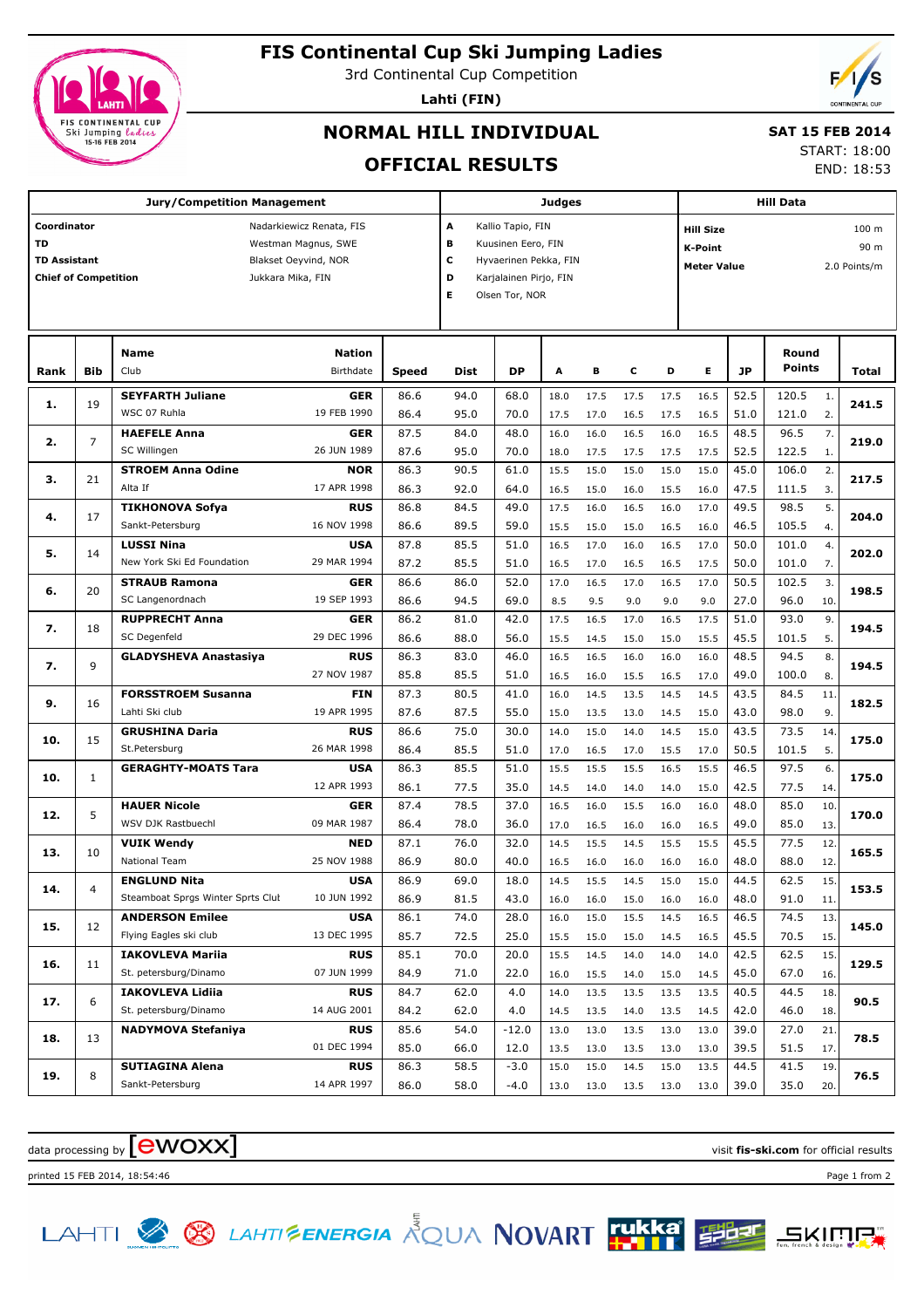# FIS Continental Cup Ski Jumping Ladies

3rd Continental Cup Competition

**Lahti (FIN)**

## NORMAL HILL INDIVIDUAL

## OFFICIAL RESULTS

**SAT 15 FEB 2014**
START: 18:00
END: 18:53

| Jury/Competition Management | | Judges | | Hill Data | |
|---|---|---|---|---|---|
| **Coordinator** | Nadarkiewicz Renata, FIS | **A** | Kallio Tapio, FIN | **Hill Size** | 100 m |
| **TD** | Westman Magnus, SWE | **B** | Kuusinen Eero, FIN | **K-Point** | 90 m |
| **TD Assistant** | Blakset Oeyvind, NOR | **C** | Hyvaerinen Pekka, FIN | **Meter Value** | 2.0 Points/m |
| **Chief of Competition** | Jukkara Mika, FIN | **D** | Karjalainen Pirjo, FIN | | |
| | | **E** | Olsen Tor, NOR | | |

| Rank | Bib | Name / Club | Nation / Birthdate | Speed | Dist | DP | A | B | C | D | E | JP | Round Points | | Total |
|---|---|---|---|---|---|---|---|---|---|---|---|---|---|---|---|
| **1.** | 19 | **SEYFARTH Juliane** | **GER** | 86.6 | 94.0 | 68.0 | 18.0 | 17.5 | 17.5 | 17.5 | 16.5 | 52.5 | 120.5 | 1. | **241.5** |
| | | WSC 07 Ruhla | 19 FEB 1990 | 86.4 | 95.0 | 70.0 | 17.5 | 17.0 | 16.5 | 17.5 | 16.5 | 51.0 | 121.0 | 2. | |
| **2.** | 7 | **HAEFELE Anna** | **GER** | 87.5 | 84.0 | 48.0 | 16.0 | 16.0 | 16.5 | 16.0 | 16.5 | 48.5 | 96.5 | 7. | **219.0** |
| | | SC Willingen | 26 JUN 1989 | 87.6 | 95.0 | 70.0 | 18.0 | 17.5 | 17.5 | 17.5 | 17.5 | 52.5 | 122.5 | 1. | |
| **3.** | 21 | **STROEM Anna Odine** | **NOR** | 86.3 | 90.5 | 61.0 | 15.5 | 15.0 | 15.0 | 15.0 | 15.0 | 45.0 | 106.0 | 2. | **217.5** |
| | | Alta If | 17 APR 1998 | 86.3 | 92.0 | 64.0 | 16.5 | 15.0 | 16.0 | 15.5 | 16.0 | 47.5 | 111.5 | 3. | |
| **4.** | 17 | **TIKHONOVA Sofya** | **RUS** | 86.8 | 84.5 | 49.0 | 17.5 | 16.0 | 16.5 | 16.0 | 17.0 | 49.5 | 98.5 | 5. | **204.0** |
| | | Sankt-Petersburg | 16 NOV 1998 | 86.6 | 89.5 | 59.0 | 15.5 | 15.0 | 15.0 | 16.5 | 16.0 | 46.5 | 105.5 | 4. | |
| **5.** | 14 | **LUSSI Nina** | **USA** | 87.8 | 85.5 | 51.0 | 16.5 | 17.0 | 16.0 | 16.5 | 17.0 | 50.0 | 101.0 | 4. | **202.0** |
| | | New York Ski Ed Foundation | 29 MAR 1994 | 87.2 | 85.5 | 51.0 | 16.5 | 17.0 | 16.5 | 16.5 | 17.5 | 50.0 | 101.0 | 7. | |
| **6.** | 20 | **STRAUB Ramona** | **GER** | 86.6 | 86.0 | 52.0 | 17.0 | 16.5 | 17.0 | 16.5 | 17.0 | 50.5 | 102.5 | 3. | **198.5** |
| | | SC Langenordnach | 19 SEP 1993 | 86.6 | 94.5 | 69.0 | 8.5 | 9.5 | 9.0 | 9.0 | 9.0 | 27.0 | 96.0 | 10. | |
| **7.** | 18 | **RUPPRECHT Anna** | **GER** | 86.2 | 81.0 | 42.0 | 17.5 | 16.5 | 17.0 | 16.5 | 17.5 | 51.0 | 93.0 | 9. | **194.5** |
| | | SC Degenfeld | 29 DEC 1996 | 86.6 | 88.0 | 56.0 | 15.5 | 14.5 | 15.0 | 15.0 | 15.5 | 45.5 | 101.5 | 5. | |
| **7.** | 9 | **GLADYSHEVA Anastasiya** | **RUS** | 86.3 | 83.0 | 46.0 | 16.5 | 16.5 | 16.0 | 16.0 | 16.0 | 48.5 | 94.5 | 8. | **194.5** |
| | | | 27 NOV 1987 | 85.8 | 85.5 | 51.0 | 16.5 | 16.0 | 15.5 | 16.5 | 17.0 | 49.0 | 100.0 | 8. | |
| **9.** | 16 | **FORSSTROEM Susanna** | **FIN** | 87.3 | 80.5 | 41.0 | 16.0 | 14.5 | 13.5 | 14.5 | 14.5 | 43.5 | 84.5 | 11. | **182.5** |
| | | Lahti Ski club | 19 APR 1995 | 87.6 | 87.5 | 55.0 | 15.0 | 13.5 | 13.0 | 14.5 | 15.0 | 43.0 | 98.0 | 9. | |
| **10.** | 15 | **GRUSHINA Daria** | **RUS** | 86.6 | 75.0 | 30.0 | 14.0 | 15.0 | 14.0 | 14.5 | 15.0 | 43.5 | 73.5 | 14. | **175.0** |
| | | St.Petersburg | 26 MAR 1998 | 86.4 | 85.5 | 51.0 | 17.0 | 16.5 | 17.0 | 15.5 | 17.0 | 50.5 | 101.5 | 5. | |
| **10.** | 1 | **GERAGHTY-MOATS Tara** | **USA** | 86.3 | 85.5 | 51.0 | 15.5 | 15.5 | 15.5 | 16.5 | 15.5 | 46.5 | 97.5 | 6. | **175.0** |
| | | | 12 APR 1993 | 86.1 | 77.5 | 35.0 | 14.5 | 14.0 | 14.0 | 14.0 | 15.0 | 42.5 | 77.5 | 14. | |
| **12.** | 5 | **HAUER Nicole** | **GER** | 87.4 | 78.5 | 37.0 | 16.5 | 16.0 | 15.5 | 16.0 | 16.0 | 48.0 | 85.0 | 10. | **170.0** |
| | | WSV DJK Rastbuechl | 09 MAR 1987 | 86.4 | 78.0 | 36.0 | 17.0 | 16.5 | 16.0 | 16.0 | 16.5 | 49.0 | 85.0 | 13. | |
| **13.** | 10 | **VUIK Wendy** | **NED** | 87.1 | 76.0 | 32.0 | 14.5 | 15.5 | 14.5 | 15.5 | 15.5 | 45.5 | 77.5 | 12. | **165.5** |
| | | National Team | 25 NOV 1988 | 86.9 | 80.0 | 40.0 | 16.5 | 16.0 | 16.0 | 16.0 | 16.0 | 48.0 | 88.0 | 12. | |
| **14.** | 4 | **ENGLUND Nita** | **USA** | 86.9 | 69.0 | 18.0 | 14.5 | 15.5 | 14.5 | 15.0 | 15.0 | 44.5 | 62.5 | 15. | **153.5** |
| | | Steamboat Sprgs Winter Sprts Clut | 10 JUN 1992 | 86.9 | 81.5 | 43.0 | 16.0 | 16.0 | 15.0 | 16.0 | 16.0 | 48.0 | 91.0 | 11. | |
| **15.** | 12 | **ANDERSON Emilee** | **USA** | 86.1 | 74.0 | 28.0 | 16.0 | 15.0 | 15.5 | 14.5 | 16.5 | 46.5 | 74.5 | 13. | **145.0** |
| | | Flying Eagles ski club | 13 DEC 1995 | 85.7 | 72.5 | 25.0 | 15.5 | 15.0 | 15.0 | 14.5 | 16.5 | 45.5 | 70.5 | 15. | |
| **16.** | 11 | **IAKOVLEVA Mariia** | **RUS** | 85.1 | 70.0 | 20.0 | 15.5 | 14.5 | 14.0 | 14.0 | 14.0 | 42.5 | 62.5 | 15. | **129.5** |
| | | St. petersburg/Dinamo | 07 JUN 1999 | 84.9 | 71.0 | 22.0 | 16.0 | 15.5 | 14.0 | 15.0 | 14.5 | 45.0 | 67.0 | 16. | |
| **17.** | 6 | **IAKOVLEVA Lidiia** | **RUS** | 84.7 | 62.0 | 4.0 | 14.0 | 13.5 | 13.5 | 13.5 | 13.5 | 40.5 | 44.5 | 18. | **90.5** |
| | | St. petersburg/Dinamo | 14 AUG 2001 | 84.2 | 62.0 | 4.0 | 14.5 | 13.5 | 14.0 | 13.5 | 14.5 | 42.0 | 46.0 | 18. | |
| **18.** | 13 | **NADYMOVA Stefaniya** | **RUS** | 85.6 | 54.0 | -12.0 | 13.0 | 13.0 | 13.5 | 13.0 | 13.0 | 39.0 | 27.0 | 21. | **78.5** |
| | | | 01 DEC 1994 | 85.0 | 66.0 | 12.0 | 13.5 | 13.0 | 13.5 | 13.0 | 13.0 | 39.5 | 51.5 | 17. | |
| **19.** | 8 | **SUTIAGINA Alena** | **RUS** | 86.3 | 58.5 | -3.0 | 15.0 | 15.0 | 14.5 | 15.0 | 13.5 | 44.5 | 41.5 | 19. | **76.5** |
| | | Sankt-Petersburg | 14 APR 1997 | 86.0 | 58.0 | -4.0 | 13.0 | 13.0 | 13.5 | 13.0 | 13.0 | 39.0 | 35.0 | 20. | |

data processing by ewoxx — visit **fis-ski.com** for official results

printed 15 FEB 2014, 18:54:46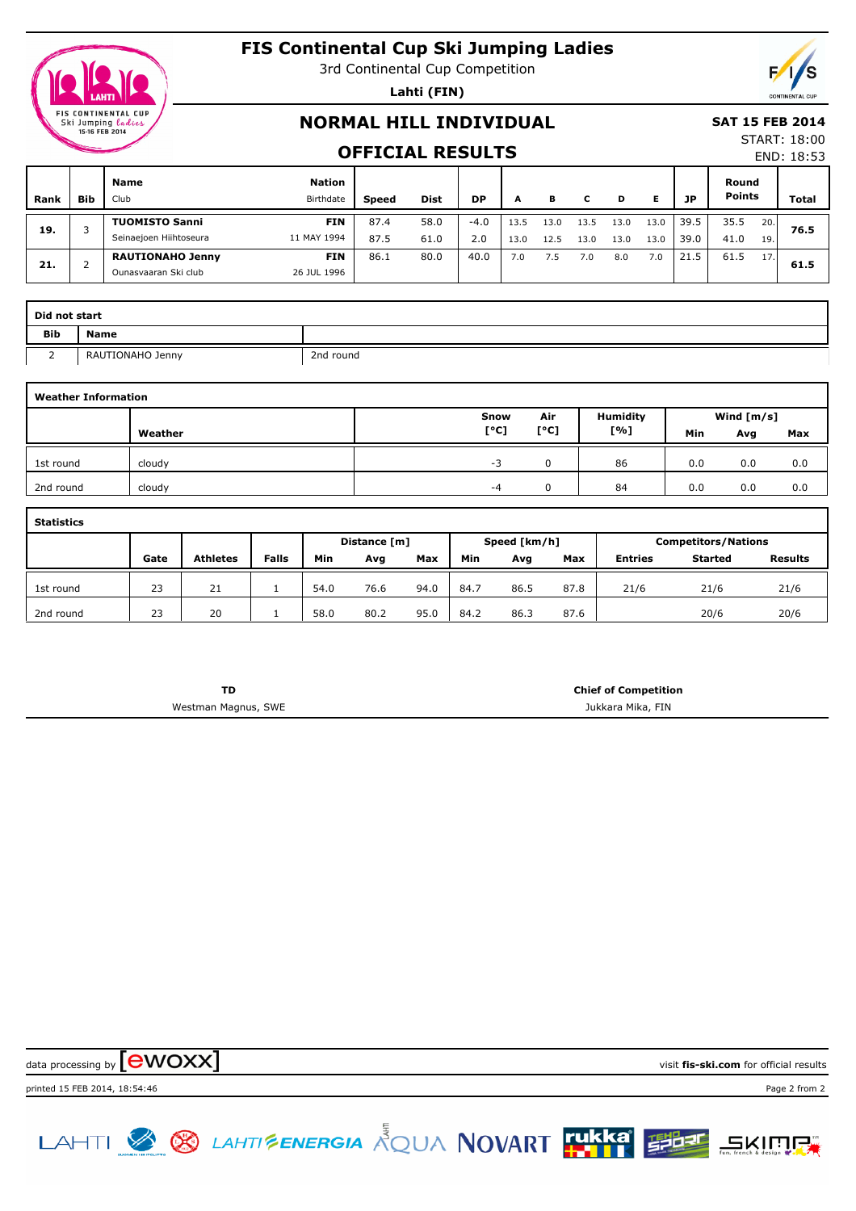# FIS Continental Cup Ski Jumping Ladies

3rd Continental Cup Competition

**Lahti (FIN)**

## NORMAL HILL INDIVIDUAL

## OFFICIAL RESULTS

**SAT 15 FEB 2014**

START: 18:00

END: 18:53

| Rank | Bib | Name / Club | Nation / Birthdate | Speed | Dist | DP | A | B | C | D | E | JP | Round Points | | Total |
|---|---|---|---|---|---|---|---|---|---|---|---|---|---|---|---|
| 19. | 3 | **TUOMISTO Sanni** | **FIN** | 87.4 | 58.0 | -4.0 | 13.5 | 13.0 | 13.5 | 13.0 | 13.0 | 39.5 | 35.5 | 20. | 76.5 |
| | | Seinaejoen Hiihtoseura | 11 MAY 1994 | 87.5 | 61.0 | 2.0 | 13.0 | 12.5 | 13.0 | 13.0 | 13.0 | 39.0 | 41.0 | 19. | |
| 21. | 2 | **RAUTIONAHO Jenny** | **FIN** | 86.1 | 80.0 | 40.0 | 7.0 | 7.5 | 7.0 | 8.0 | 7.0 | 21.5 | 61.5 | 17. | 61.5 |
| | | Ounasvaaran Ski club | 26 JUL 1996 | | | | | | | | | | | | |

**Did not start**

| Bib | Name | |
|---|---|---|
| 2 | RAUTIONAHO Jenny | 2nd round |

**Weather Information**

| | Weather | Snow [°C] | Air [°C] | Humidity [%] | Wind [m/s] Min | Avg | Max |
|---|---|---|---|---|---|---|---|
| 1st round | cloudy | -3 | 0 | 86 | 0.0 | 0.0 | 0.0 |
| 2nd round | cloudy | -4 | 0 | 84 | 0.0 | 0.0 | 0.0 |

**Statistics**

| | Gate | Athletes | Falls | Distance [m] | | | Speed [km/h] | | | Competitors/Nations | | |
|---|---|---|---|---|---|---|---|---|---|---|---|---|
| | | | | Min | Avg | Max | Min | Avg | Max | Entries | Started | Results |
| 1st round | 23 | 21 | 1 | 54.0 | 76.6 | 94.0 | 84.7 | 86.5 | 87.8 | 21/6 | 21/6 | 21/6 |
| 2nd round | 23 | 20 | 1 | 58.0 | 80.2 | 95.0 | 84.2 | 86.3 | 87.6 | | 20/6 | 20/6 |

**TD**
Westman Magnus, SWE

**Chief of Competition**
Jukkara Mika, FIN

data processing by ewoxx

visit **fis-ski.com** for official results

printed 15 FEB 2014, 18:54:46